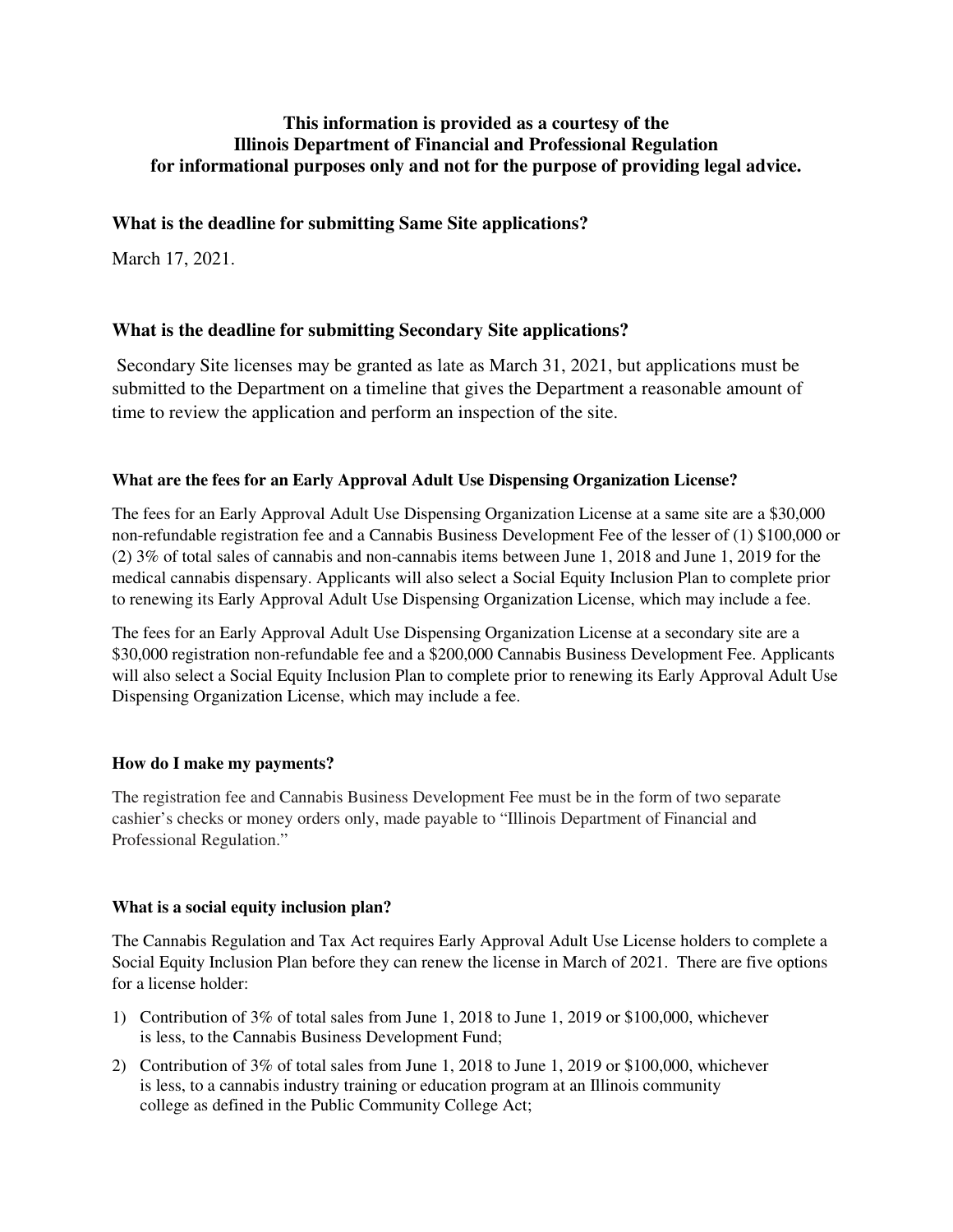**This information is provided as a courtesy of the Illinois Department of Financial and Professional Regulation for informational purposes only and not for the purpose of providing legal advice.**

### What is the deadline for submitting Same Site applications?

March 17, 2021.

### What is the deadline for submitting Secondary Site applications?

Secondary Site licenses may be granted as late as March 31, 2021, but applications must be submitted to the Department on a timeline that gives the Department a reasonable amount of time to review the application and perform an inspection of the site.

#### What are the fees for an Early Approval Adult Use Dispensing Organization License?

The fees for an Early Approval Adult Use Dispensing Organization License at a same site are a $30,000 non-refundable registration fee and a Cannabis Business Development Fee of the lesser of (1) $100,000 or (2) 3% of total sales of cannabis and non-cannabis items between June 1, 2018 and June 1, 2019 for the medical cannabis dispensary. Applicants will also select a Social Equity Inclusion Plan to complete prior to renewing its Early Approval Adult Use Dispensing Organization License, which may include a fee.

The fees for an Early Approval Adult Use Dispensing Organization License at a secondary site are a $30,000 registration non-refundable fee and a $200,000 Cannabis Business Development Fee. Applicants will also select a Social Equity Inclusion Plan to complete prior to renewing its Early Approval Adult Use Dispensing Organization License, which may include a fee.

#### How do I make my payments?

The registration fee and Cannabis Business Development Fee must be in the form of two separate cashier's checks or money orders only, made payable to "Illinois Department of Financial and Professional Regulation."

#### What is a social equity inclusion plan?

The Cannabis Regulation and Tax Act requires Early Approval Adult Use License holders to complete a Social Equity Inclusion Plan before they can renew the license in March of 2021. There are five options for a license holder:

1) Contribution of 3% of total sales from June 1, 2018 to June 1, 2019 or $100,000, whichever is less, to the Cannabis Business Development Fund;
2) Contribution of 3% of total sales from June 1, 2018 to June 1, 2019 or $100,000, whichever is less, to a cannabis industry training or education program at an Illinois community college as defined in the Public Community College Act;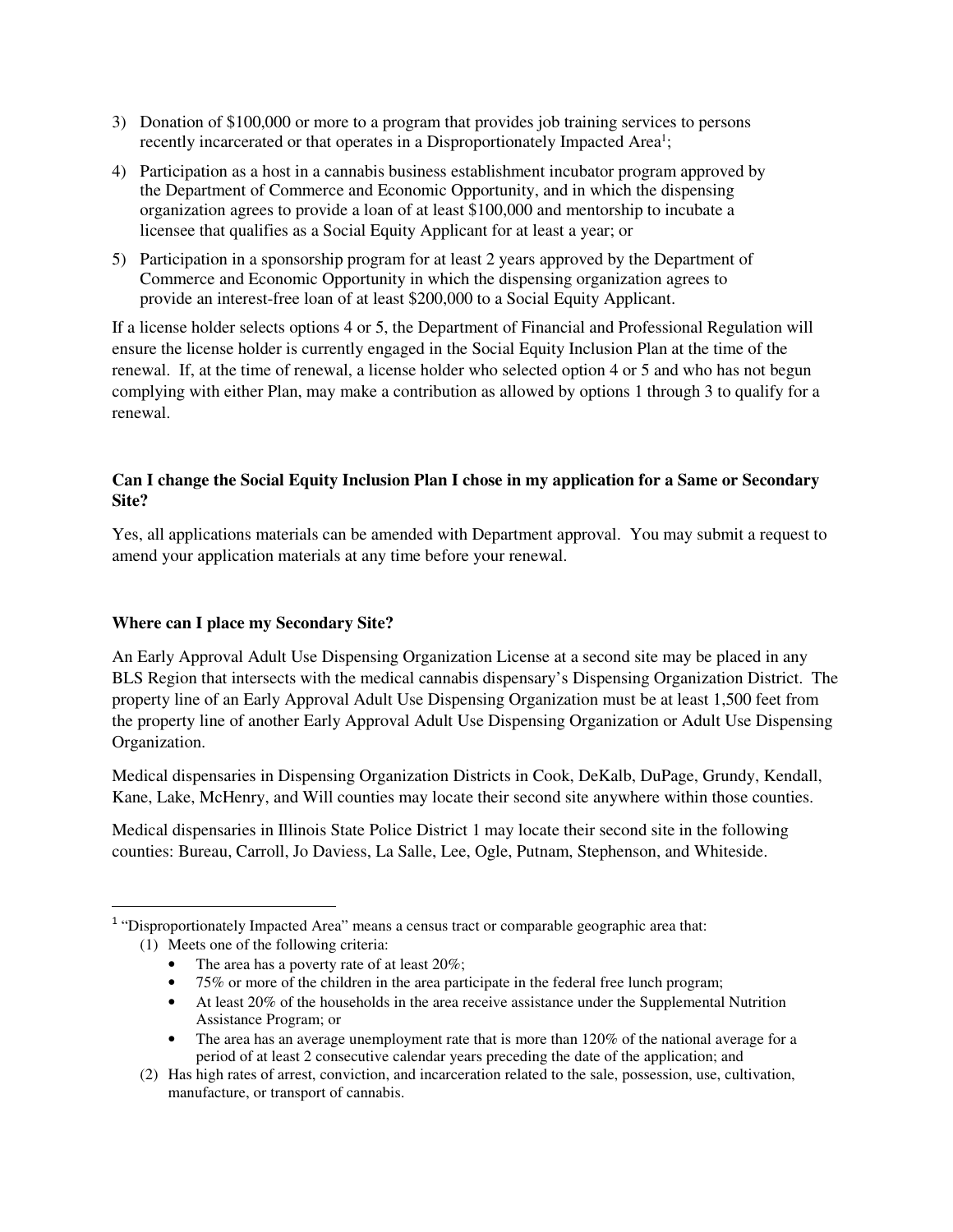3) Donation of $100,000 or more to a program that provides job training services to persons recently incarcerated or that operates in a Disproportionately Impacted Area[1];
4) Participation as a host in a cannabis business establishment incubator program approved by the Department of Commerce and Economic Opportunity, and in which the dispensing organization agrees to provide a loan of at least $100,000 and mentorship to incubate a licensee that qualifies as a Social Equity Applicant for at least a year; or
5) Participation in a sponsorship program for at least 2 years approved by the Department of Commerce and Economic Opportunity in which the dispensing organization agrees to provide an interest-free loan of at least $200,000 to a Social Equity Applicant.

If a license holder selects options 4 or 5, the Department of Financial and Professional Regulation will ensure the license holder is currently engaged in the Social Equity Inclusion Plan at the time of the renewal. If, at the time of renewal, a license holder who selected option 4 or 5 and who has not begun complying with either Plan, may make a contribution as allowed by options 1 through 3 to qualify for a renewal.

**Can I change the Social Equity Inclusion Plan I chose in my application for a Same or Secondary Site?**

Yes, all applications materials can be amended with Department approval. You may submit a request to amend your application materials at any time before your renewal.

**Where can I place my Secondary Site?**

An Early Approval Adult Use Dispensing Organization License at a second site may be placed in any BLS Region that intersects with the medical cannabis dispensary's Dispensing Organization District. The property line of an Early Approval Adult Use Dispensing Organization must be at least 1,500 feet from the property line of another Early Approval Adult Use Dispensing Organization or Adult Use Dispensing Organization.

Medical dispensaries in Dispensing Organization Districts in Cook, DeKalb, DuPage, Grundy, Kendall, Kane, Lake, McHenry, and Will counties may locate their second site anywhere within those counties.

Medical dispensaries in Illinois State Police District 1 may locate their second site in the following counties: Bureau, Carroll, Jo Daviess, La Salle, Lee, Ogle, Putnam, Stephenson, and Whiteside.

---

[1] "Disproportionately Impacted Area" means a census tract or comparable geographic area that:

(1) Meets one of the following criteria:
- The area has a poverty rate of at least 20%;
- 75% or more of the children in the area participate in the federal free lunch program;
- At least 20% of the households in the area receive assistance under the Supplemental Nutrition Assistance Program; or
- The area has an average unemployment rate that is more than 120% of the national average for a period of at least 2 consecutive calendar years preceding the date of the application; and

(2) Has high rates of arrest, conviction, and incarceration related to the sale, possession, use, cultivation, manufacture, or transport of cannabis.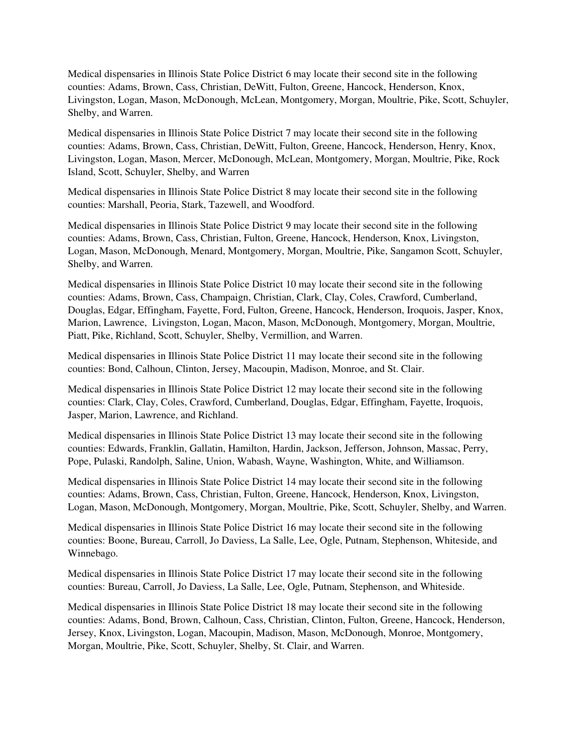Medical dispensaries in Illinois State Police District 6 may locate their second site in the following counties: Adams, Brown, Cass, Christian, DeWitt, Fulton, Greene, Hancock, Henderson, Knox, Livingston, Logan, Mason, McDonough, McLean, Montgomery, Morgan, Moultrie, Pike, Scott, Schuyler, Shelby, and Warren.

Medical dispensaries in Illinois State Police District 7 may locate their second site in the following counties: Adams, Brown, Cass, Christian, DeWitt, Fulton, Greene, Hancock, Henderson, Henry, Knox, Livingston, Logan, Mason, Mercer, McDonough, McLean, Montgomery, Morgan, Moultrie, Pike, Rock Island, Scott, Schuyler, Shelby, and Warren

Medical dispensaries in Illinois State Police District 8 may locate their second site in the following counties: Marshall, Peoria, Stark, Tazewell, and Woodford.

Medical dispensaries in Illinois State Police District 9 may locate their second site in the following counties: Adams, Brown, Cass, Christian, Fulton, Greene, Hancock, Henderson, Knox, Livingston, Logan, Mason, McDonough, Menard, Montgomery, Morgan, Moultrie, Pike, Sangamon Scott, Schuyler, Shelby, and Warren.

Medical dispensaries in Illinois State Police District 10 may locate their second site in the following counties: Adams, Brown, Cass, Champaign, Christian, Clark, Clay, Coles, Crawford, Cumberland, Douglas, Edgar, Effingham, Fayette, Ford, Fulton, Greene, Hancock, Henderson, Iroquois, Jasper, Knox, Marion, Lawrence, Livingston, Logan, Macon, Mason, McDonough, Montgomery, Morgan, Moultrie, Piatt, Pike, Richland, Scott, Schuyler, Shelby, Vermillion, and Warren.

Medical dispensaries in Illinois State Police District 11 may locate their second site in the following counties: Bond, Calhoun, Clinton, Jersey, Macoupin, Madison, Monroe, and St. Clair.

Medical dispensaries in Illinois State Police District 12 may locate their second site in the following counties: Clark, Clay, Coles, Crawford, Cumberland, Douglas, Edgar, Effingham, Fayette, Iroquois, Jasper, Marion, Lawrence, and Richland.

Medical dispensaries in Illinois State Police District 13 may locate their second site in the following counties: Edwards, Franklin, Gallatin, Hamilton, Hardin, Jackson, Jefferson, Johnson, Massac, Perry, Pope, Pulaski, Randolph, Saline, Union, Wabash, Wayne, Washington, White, and Williamson.

Medical dispensaries in Illinois State Police District 14 may locate their second site in the following counties: Adams, Brown, Cass, Christian, Fulton, Greene, Hancock, Henderson, Knox, Livingston, Logan, Mason, McDonough, Montgomery, Morgan, Moultrie, Pike, Scott, Schuyler, Shelby, and Warren.

Medical dispensaries in Illinois State Police District 16 may locate their second site in the following counties: Boone, Bureau, Carroll, Jo Daviess, La Salle, Lee, Ogle, Putnam, Stephenson, Whiteside, and Winnebago.

Medical dispensaries in Illinois State Police District 17 may locate their second site in the following counties: Bureau, Carroll, Jo Daviess, La Salle, Lee, Ogle, Putnam, Stephenson, and Whiteside.

Medical dispensaries in Illinois State Police District 18 may locate their second site in the following counties: Adams, Bond, Brown, Calhoun, Cass, Christian, Clinton, Fulton, Greene, Hancock, Henderson, Jersey, Knox, Livingston, Logan, Macoupin, Madison, Mason, McDonough, Monroe, Montgomery, Morgan, Moultrie, Pike, Scott, Schuyler, Shelby, St. Clair, and Warren.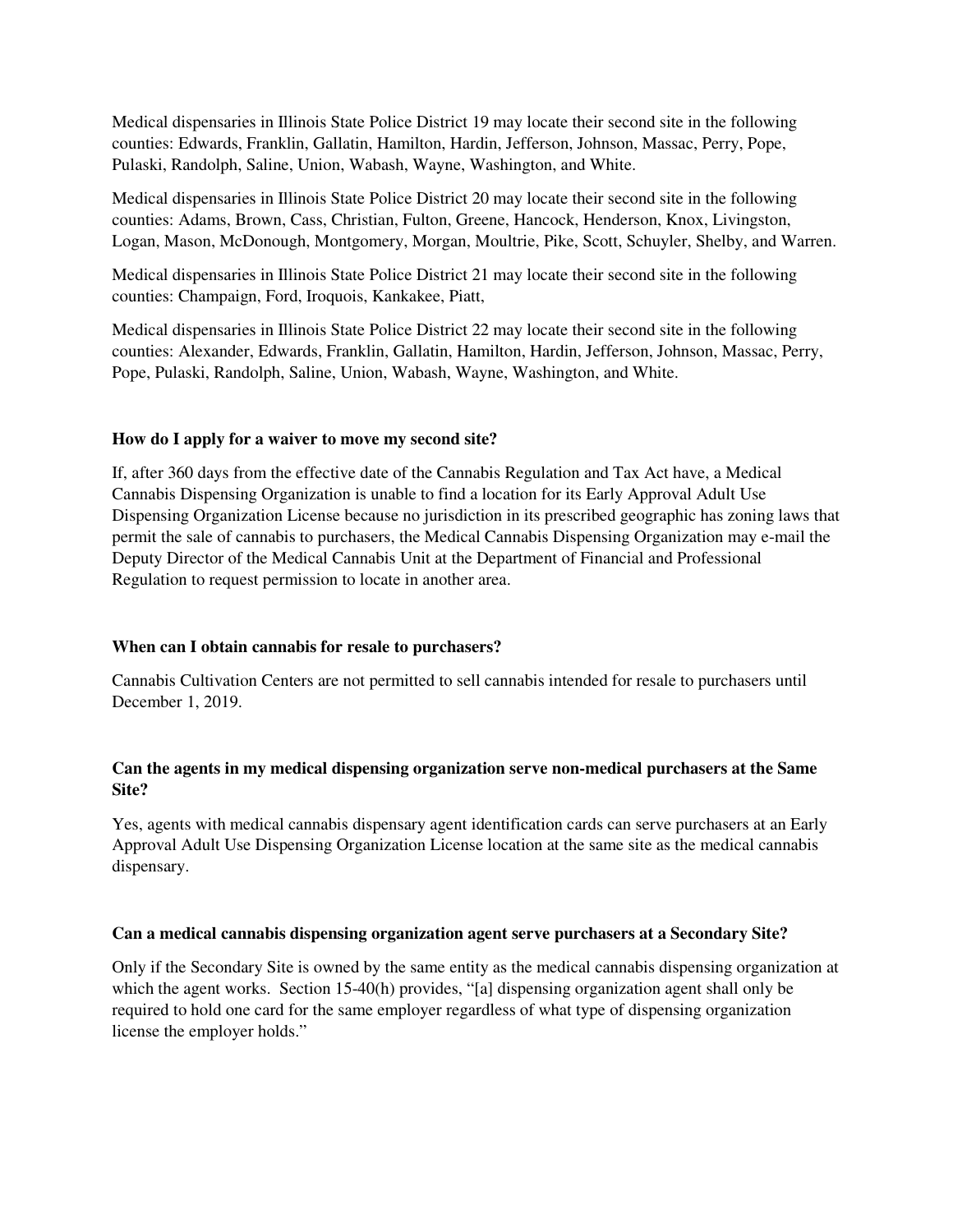Medical dispensaries in Illinois State Police District 19 may locate their second site in the following counties: Edwards, Franklin, Gallatin, Hamilton, Hardin, Jefferson, Johnson, Massac, Perry, Pope, Pulaski, Randolph, Saline, Union, Wabash, Wayne, Washington, and White.

Medical dispensaries in Illinois State Police District 20 may locate their second site in the following counties: Adams, Brown, Cass, Christian, Fulton, Greene, Hancock, Henderson, Knox, Livingston, Logan, Mason, McDonough, Montgomery, Morgan, Moultrie, Pike, Scott, Schuyler, Shelby, and Warren.

Medical dispensaries in Illinois State Police District 21 may locate their second site in the following counties: Champaign, Ford, Iroquois, Kankakee, Piatt,

Medical dispensaries in Illinois State Police District 22 may locate their second site in the following counties: Alexander, Edwards, Franklin, Gallatin, Hamilton, Hardin, Jefferson, Johnson, Massac, Perry, Pope, Pulaski, Randolph, Saline, Union, Wabash, Wayne, Washington, and White.

**How do I apply for a waiver to move my second site?**

If, after 360 days from the effective date of the Cannabis Regulation and Tax Act have, a Medical Cannabis Dispensing Organization is unable to find a location for its Early Approval Adult Use Dispensing Organization License because no jurisdiction in its prescribed geographic has zoning laws that permit the sale of cannabis to purchasers, the Medical Cannabis Dispensing Organization may e-mail the Deputy Director of the Medical Cannabis Unit at the Department of Financial and Professional Regulation to request permission to locate in another area.

**When can I obtain cannabis for resale to purchasers?**

Cannabis Cultivation Centers are not permitted to sell cannabis intended for resale to purchasers until December 1, 2019.

**Can the agents in my medical dispensing organization serve non-medical purchasers at the Same Site?**

Yes, agents with medical cannabis dispensary agent identification cards can serve purchasers at an Early Approval Adult Use Dispensing Organization License location at the same site as the medical cannabis dispensary.

**Can a medical cannabis dispensing organization agent serve purchasers at a Secondary Site?**

Only if the Secondary Site is owned by the same entity as the medical cannabis dispensing organization at which the agent works. Section 15-40(h) provides, "[a] dispensing organization agent shall only be required to hold one card for the same employer regardless of what type of dispensing organization license the employer holds."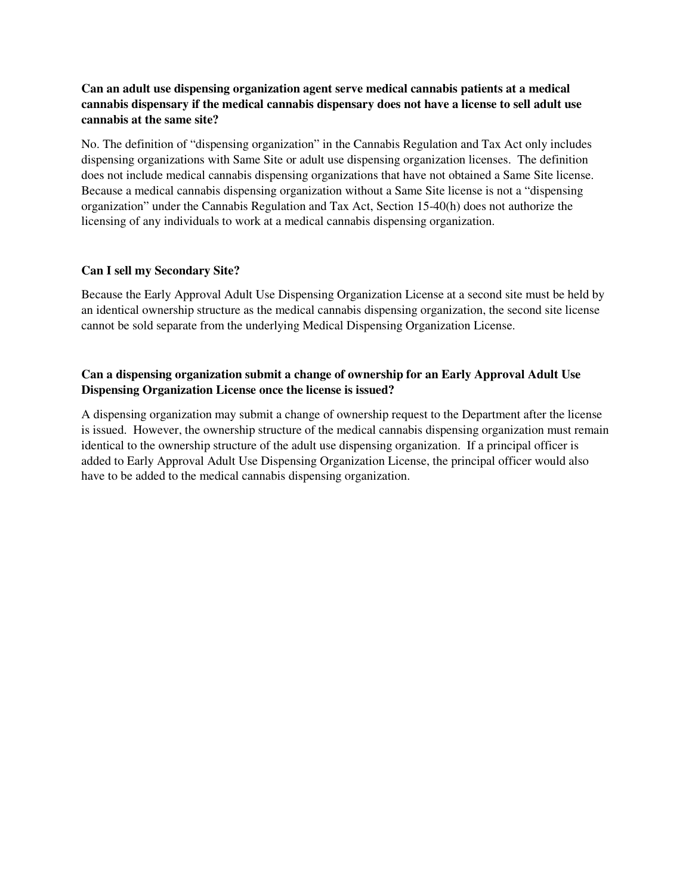**Can an adult use dispensing organization agent serve medical cannabis patients at a medical cannabis dispensary if the medical cannabis dispensary does not have a license to sell adult use cannabis at the same site?**

No. The definition of "dispensing organization" in the Cannabis Regulation and Tax Act only includes dispensing organizations with Same Site or adult use dispensing organization licenses. The definition does not include medical cannabis dispensing organizations that have not obtained a Same Site license. Because a medical cannabis dispensing organization without a Same Site license is not a "dispensing organization" under the Cannabis Regulation and Tax Act, Section 15-40(h) does not authorize the licensing of any individuals to work at a medical cannabis dispensing organization.

**Can I sell my Secondary Site?**

Because the Early Approval Adult Use Dispensing Organization License at a second site must be held by an identical ownership structure as the medical cannabis dispensing organization, the second site license cannot be sold separate from the underlying Medical Dispensing Organization License.

**Can a dispensing organization submit a change of ownership for an Early Approval Adult Use Dispensing Organization License once the license is issued?**

A dispensing organization may submit a change of ownership request to the Department after the license is issued. However, the ownership structure of the medical cannabis dispensing organization must remain identical to the ownership structure of the adult use dispensing organization. If a principal officer is added to Early Approval Adult Use Dispensing Organization License, the principal officer would also have to be added to the medical cannabis dispensing organization.